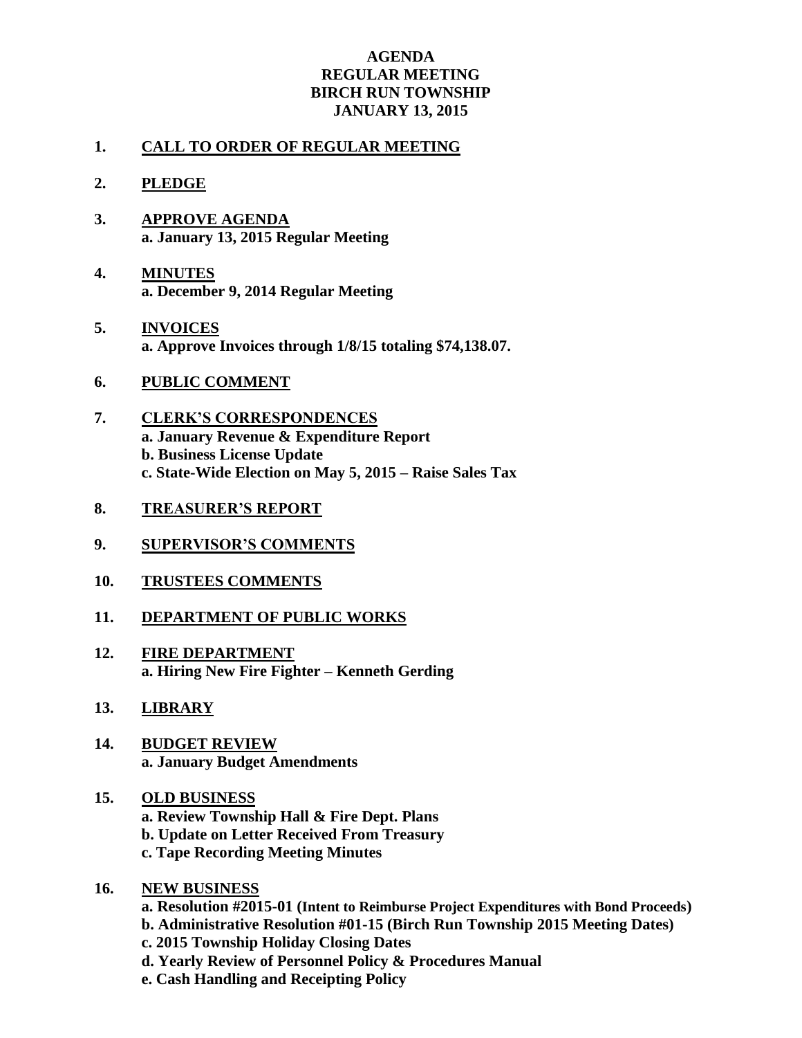# AGENDA
# REGULAR MEETING
# BIRCH RUN TOWNSHIP
# JANUARY 13, 2015

1. **CALL TO ORDER OF REGULAR MEETING**

2. **PLEDGE**

3. **APPROVE AGENDA**
   **a. January 13, 2015 Regular Meeting**

4. **MINUTES**
   **a. December 9, 2014 Regular Meeting**

5. **INVOICES**
   **a. Approve Invoices through 1/8/15 totaling $74,138.07.**

6. **PUBLIC COMMENT**

7. **CLERK'S CORRESPONDENCES**
   **a. January Revenue & Expenditure Report**
   **b. Business License Update**
   **c. State-Wide Election on May 5, 2015 – Raise Sales Tax**

8. **TREASURER'S REPORT**

9. **SUPERVISOR'S COMMENTS**

10. **TRUSTEES COMMENTS**

11. **DEPARTMENT OF PUBLIC WORKS**

12. **FIRE DEPARTMENT**
    **a. Hiring New Fire Fighter – Kenneth Gerding**

13. **LIBRARY**

14. **BUDGET REVIEW**
    **a. January Budget Amendments**

15. **OLD BUSINESS**
    **a. Review Township Hall & Fire Dept. Plans**
    **b. Update on Letter Received From Treasury**
    **c. Tape Recording Meeting Minutes**

16. **NEW BUSINESS**
    **a. Resolution #2015-01 (Intent to Reimburse Project Expenditures with Bond Proceeds)**
    **b. Administrative Resolution #01-15 (Birch Run Township 2015 Meeting Dates)**
    **c. 2015 Township Holiday Closing Dates**
    **d. Yearly Review of Personnel Policy & Procedures Manual**
    **e. Cash Handling and Receipting Policy**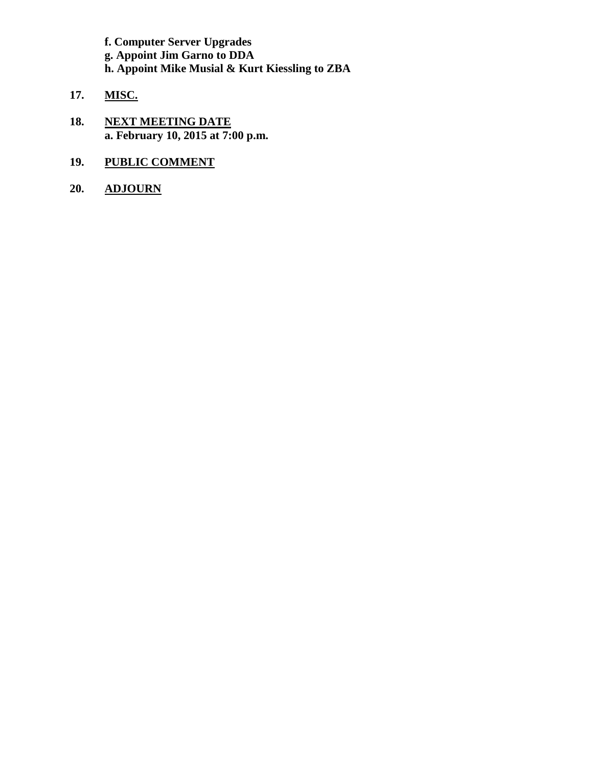**f. Computer Server Upgrades**
**g. Appoint Jim Garno to DDA**
**h. Appoint Mike Musial & Kurt Kiessling to ZBA**

17. **MISC.**

18. **NEXT MEETING DATE**
**a. February 10, 2015 at 7:00 p.m.**

19. **PUBLIC COMMENT**

20. **ADJOURN**